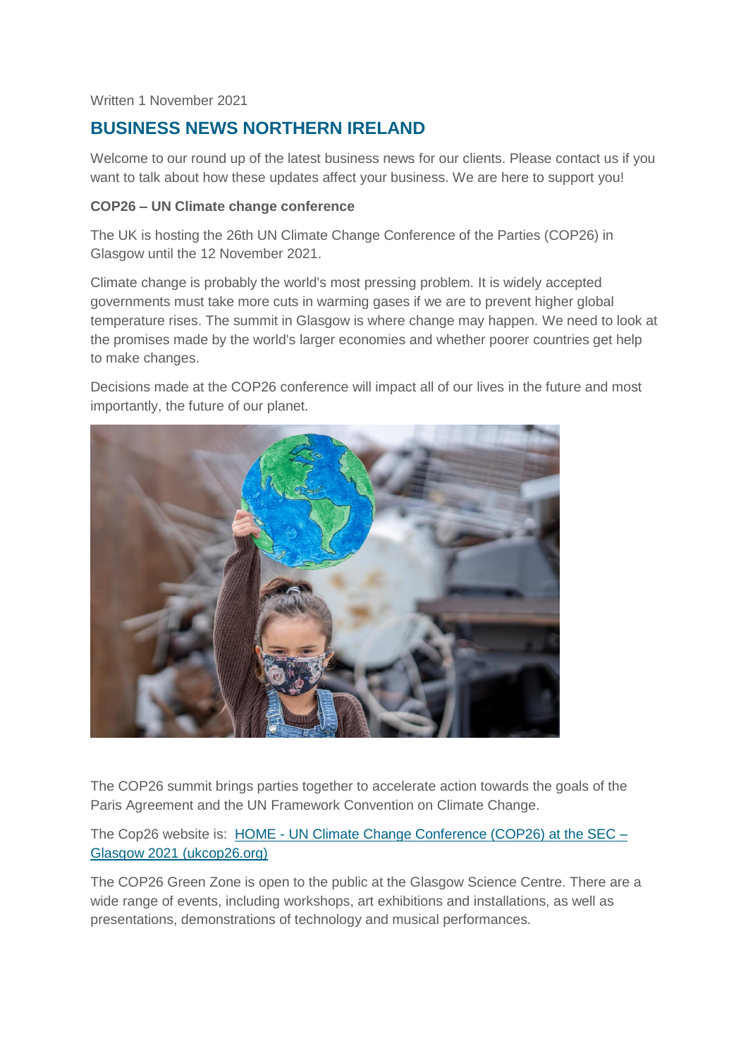Written 1 November 2021

## BUSINESS NEWS NORTHERN IRELAND

Welcome to our round up of the latest business news for our clients. Please contact us if you want to talk about how these updates affect your business. We are here to support you!

**COP26 – UN Climate change conference**

The UK is hosting the 26th UN Climate Change Conference of the Parties (COP26) in Glasgow until the 12 November 2021.

Climate change is probably the world's most pressing problem. It is widely accepted governments must take more cuts in warming gases if we are to prevent higher global temperature rises. The summit in Glasgow is where change may happen. We need to look at the promises made by the world's larger economies and whether poorer countries get help to make changes.

Decisions made at the COP26 conference will impact all of our lives in the future and most importantly, the future of our planet.

The COP26 summit brings parties together to accelerate action towards the goals of the Paris Agreement and the UN Framework Convention on Climate Change.

The Cop26 website is: [HOME - UN Climate Change Conference (COP26) at the SEC – Glasgow 2021 (ukcop26.org)](ukcop26.org)

The COP26 Green Zone is open to the public at the Glasgow Science Centre. There are a wide range of events, including workshops, art exhibitions and installations, as well as presentations, demonstrations of technology and musical performances.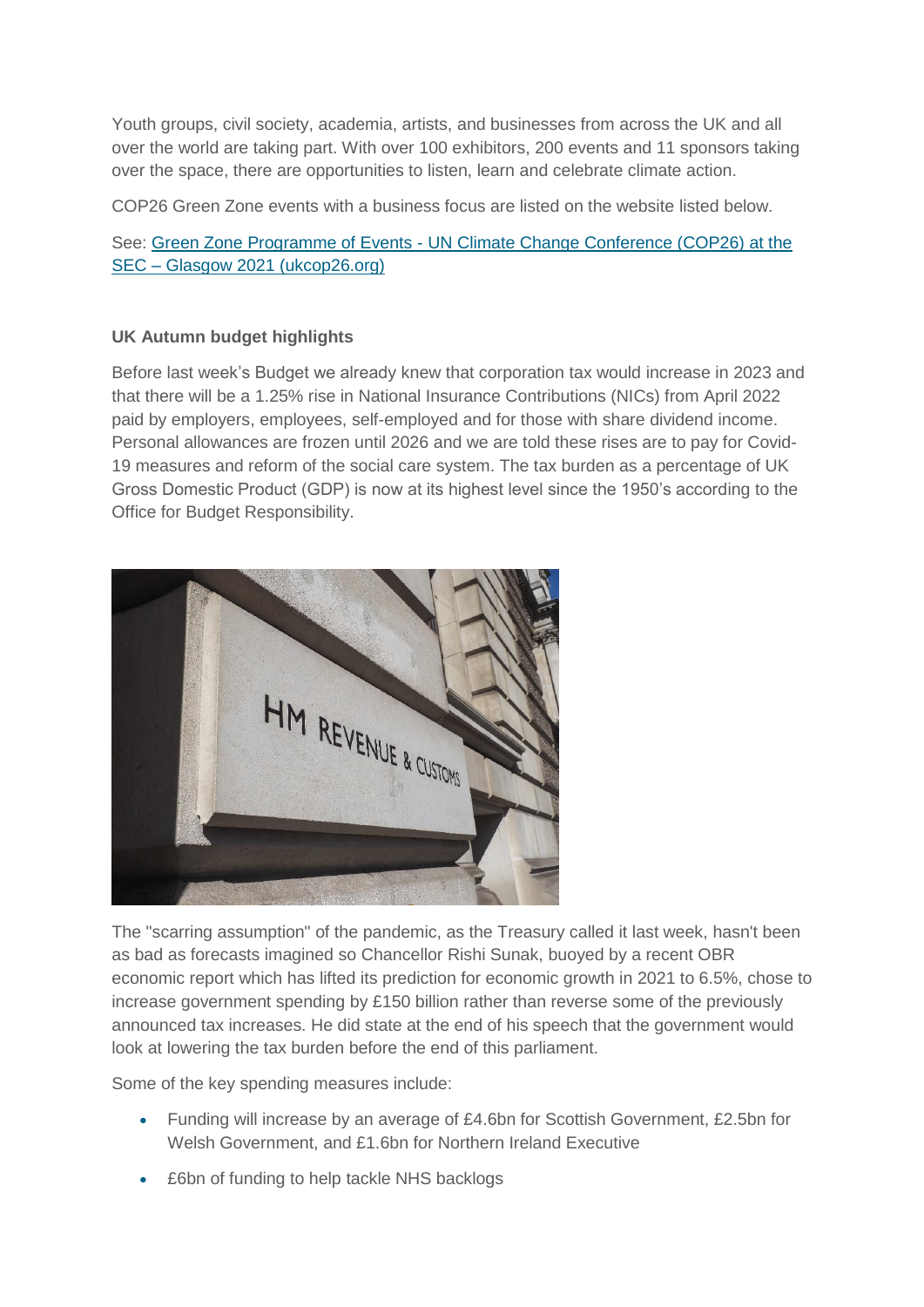Youth groups, civil society, academia, artists, and businesses from across the UK and all over the world are taking part. With over 100 exhibitors, 200 events and 11 sponsors taking over the space, there are opportunities to listen, learn and celebrate climate action.

COP26 Green Zone events with a business focus are listed on the website listed below.

See: [Green Zone Programme of Events - UN Climate Change Conference (COP26) at the SEC – Glasgow 2021 (ukcop26.org)]

**UK Autumn budget highlights**

Before last week's Budget we already knew that corporation tax would increase in 2023 and that there will be a 1.25% rise in National Insurance Contributions (NICs) from April 2022 paid by employers, employees, self-employed and for those with share dividend income. Personal allowances are frozen until 2026 and we are told these rises are to pay for Covid-19 measures and reform of the social care system. The tax burden as a percentage of UK Gross Domestic Product (GDP) is now at its highest level since the 1950's according to the Office for Budget Responsibility.

The "scarring assumption" of the pandemic, as the Treasury called it last week, hasn't been as bad as forecasts imagined so Chancellor Rishi Sunak, buoyed by a recent OBR economic report which has lifted its prediction for economic growth in 2021 to 6.5%, chose to increase government spending by £150 billion rather than reverse some of the previously announced tax increases. He did state at the end of his speech that the government would look at lowering the tax burden before the end of this parliament.

Some of the key spending measures include:

- Funding will increase by an average of £4.6bn for Scottish Government, £2.5bn for Welsh Government, and £1.6bn for Northern Ireland Executive
- £6bn of funding to help tackle NHS backlogs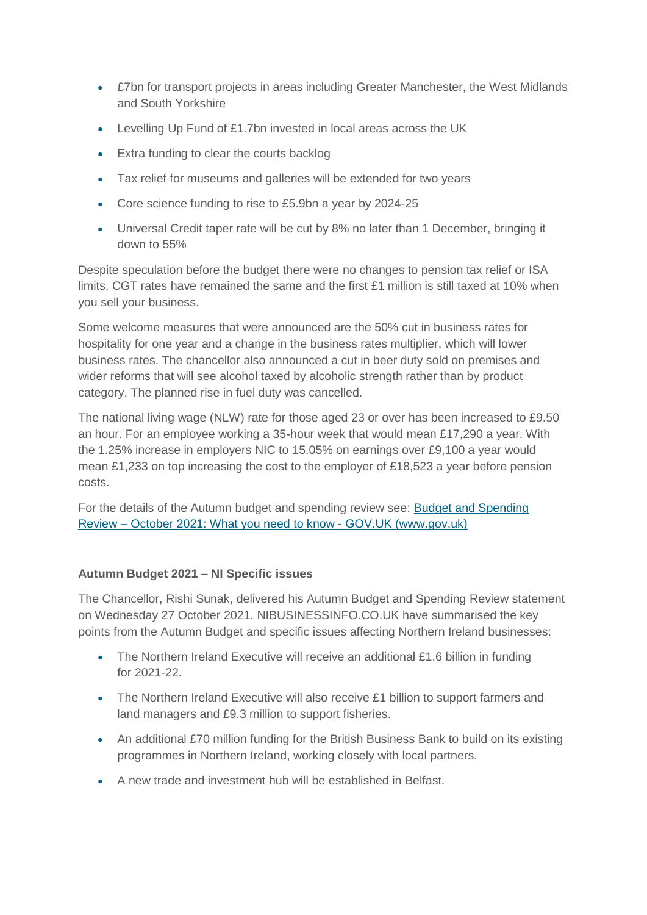- £7bn for transport projects in areas including Greater Manchester, the West Midlands and South Yorkshire
- Levelling Up Fund of £1.7bn invested in local areas across the UK
- Extra funding to clear the courts backlog
- Tax relief for museums and galleries will be extended for two years
- Core science funding to rise to £5.9bn a year by 2024-25
- Universal Credit taper rate will be cut by 8% no later than 1 December, bringing it down to 55%

Despite speculation before the budget there were no changes to pension tax relief or ISA limits, CGT rates have remained the same and the first £1 million is still taxed at 10% when you sell your business.

Some welcome measures that were announced are the 50% cut in business rates for hospitality for one year and a change in the business rates multiplier, which will lower business rates. The chancellor also announced a cut in beer duty sold on premises and wider reforms that will see alcohol taxed by alcoholic strength rather than by product category. The planned rise in fuel duty was cancelled.

The national living wage (NLW) rate for those aged 23 or over has been increased to £9.50 an hour. For an employee working a 35-hour week that would mean £17,290 a year. With the 1.25% increase in employers NIC to 15.05% on earnings over £9,100 a year would mean £1,233 on top increasing the cost to the employer of £18,523 a year before pension costs.

For the details of the Autumn budget and spending review see: [Budget and Spending Review – October 2021: What you need to know - GOV.UK (www.gov.uk)]

**Autumn Budget 2021 – NI Specific issues**

The Chancellor, Rishi Sunak, delivered his Autumn Budget and Spending Review statement on Wednesday 27 October 2021. NIBUSINESSINFO.CO.UK have summarised the key points from the Autumn Budget and specific issues affecting Northern Ireland businesses:

- The Northern Ireland Executive will receive an additional £1.6 billion in funding for 2021-22.
- The Northern Ireland Executive will also receive £1 billion to support farmers and land managers and £9.3 million to support fisheries.
- An additional £70 million funding for the British Business Bank to build on its existing programmes in Northern Ireland, working closely with local partners.
- A new trade and investment hub will be established in Belfast.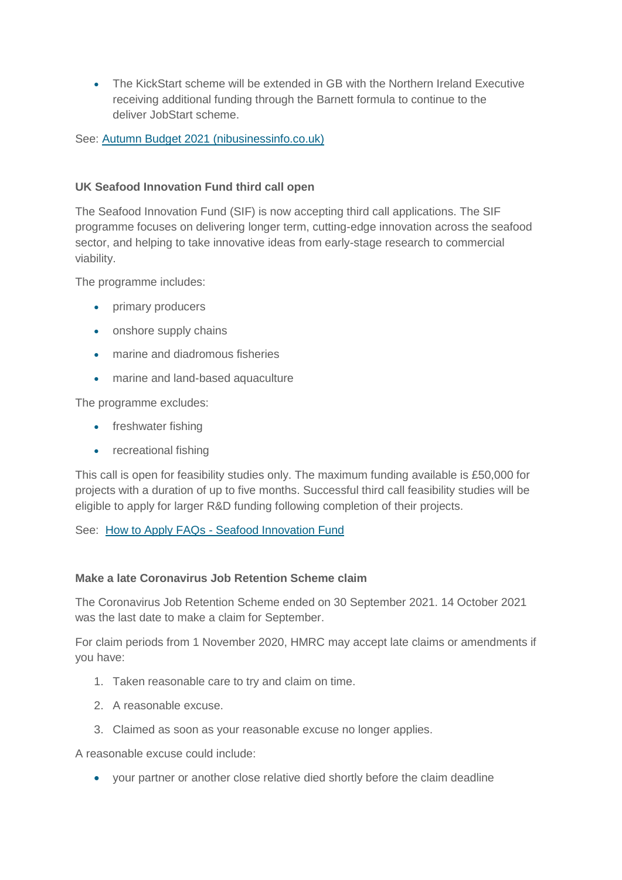- The KickStart scheme will be extended in GB with the Northern Ireland Executive receiving additional funding through the Barnett formula to continue to the deliver JobStart scheme.

See: [Autumn Budget 2021 (nibusinessinfo.co.uk)]()

**UK Seafood Innovation Fund third call open**

The Seafood Innovation Fund (SIF) is now accepting third call applications. The SIF programme focuses on delivering longer term, cutting-edge innovation across the seafood sector, and helping to take innovative ideas from early-stage research to commercial viability.

The programme includes:

- primary producers
- onshore supply chains
- marine and diadromous fisheries
- marine and land-based aquaculture

The programme excludes:

- freshwater fishing
- recreational fishing

This call is open for feasibility studies only. The maximum funding available is £50,000 for projects with a duration of up to five months. Successful third call feasibility studies will be eligible to apply for larger R&D funding following completion of their projects.

See: [How to Apply FAQs - Seafood Innovation Fund]()

**Make a late Coronavirus Job Retention Scheme claim**

The Coronavirus Job Retention Scheme ended on 30 September 2021. 14 October 2021 was the last date to make a claim for September.

For claim periods from 1 November 2020, HMRC may accept late claims or amendments if you have:

1. Taken reasonable care to try and claim on time.
2. A reasonable excuse.
3. Claimed as soon as your reasonable excuse no longer applies.

A reasonable excuse could include:

- your partner or another close relative died shortly before the claim deadline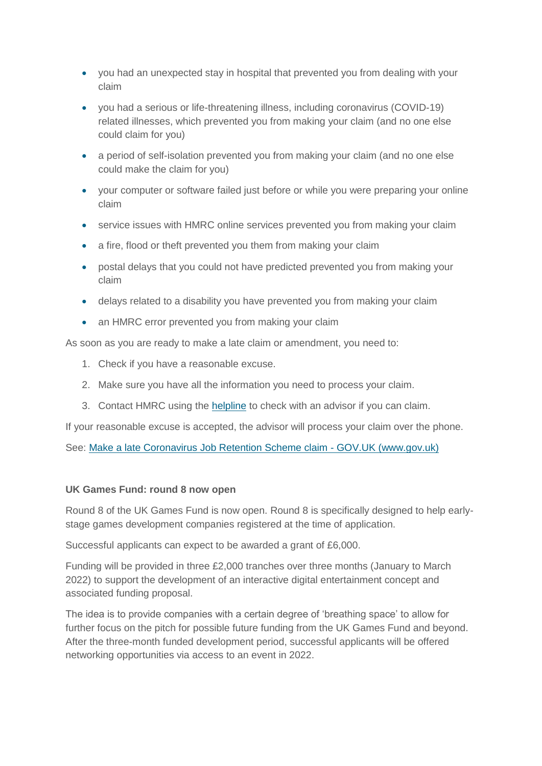- you had an unexpected stay in hospital that prevented you from dealing with your claim
- you had a serious or life-threatening illness, including coronavirus (COVID-19) related illnesses, which prevented you from making your claim (and no one else could claim for you)
- a period of self-isolation prevented you from making your claim (and no one else could make the claim for you)
- your computer or software failed just before or while you were preparing your online claim
- service issues with HMRC online services prevented you from making your claim
- a fire, flood or theft prevented you them from making your claim
- postal delays that you could not have predicted prevented you from making your claim
- delays related to a disability you have prevented you from making your claim
- an HMRC error prevented you from making your claim

As soon as you are ready to make a late claim or amendment, you need to:

1. Check if you have a reasonable excuse.
2. Make sure you have all the information you need to process your claim.
3. Contact HMRC using the helpline to check with an advisor if you can claim.

If your reasonable excuse is accepted, the advisor will process your claim over the phone.

See: Make a late Coronavirus Job Retention Scheme claim - GOV.UK (www.gov.uk)

**UK Games Fund: round 8 now open**

Round 8 of the UK Games Fund is now open. Round 8 is specifically designed to help early-stage games development companies registered at the time of application.

Successful applicants can expect to be awarded a grant of £6,000.

Funding will be provided in three £2,000 tranches over three months (January to March 2022) to support the development of an interactive digital entertainment concept and associated funding proposal.

The idea is to provide companies with a certain degree of 'breathing space' to allow for further focus on the pitch for possible future funding from the UK Games Fund and beyond. After the three-month funded development period, successful applicants will be offered networking opportunities via access to an event in 2022.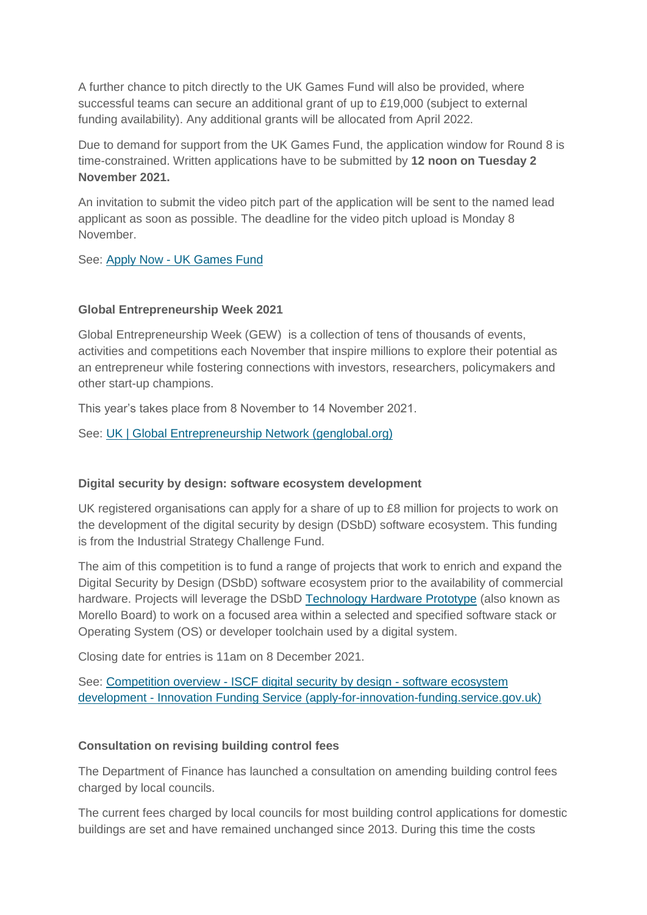A further chance to pitch directly to the UK Games Fund will also be provided, where successful teams can secure an additional grant of up to £19,000 (subject to external funding availability). Any additional grants will be allocated from April 2022.

Due to demand for support from the UK Games Fund, the application window for Round 8 is time-constrained. Written applications have to be submitted by **12 noon on Tuesday 2 November 2021.**

An invitation to submit the video pitch part of the application will be sent to the named lead applicant as soon as possible. The deadline for the video pitch upload is Monday 8 November.

See: [Apply Now - UK Games Fund]()

**Global Entrepreneurship Week 2021**

Global Entrepreneurship Week (GEW) is a collection of tens of thousands of events, activities and competitions each November that inspire millions to explore their potential as an entrepreneur while fostering connections with investors, researchers, policymakers and other start-up champions.

This year's takes place from 8 November to 14 November 2021.

See: [UK | Global Entrepreneurship Network (genglobal.org)]()

**Digital security by design: software ecosystem development**

UK registered organisations can apply for a share of up to £8 million for projects to work on the development of the digital security by design (DSbD) software ecosystem. This funding is from the Industrial Strategy Challenge Fund.

The aim of this competition is to fund a range of projects that work to enrich and expand the Digital Security by Design (DSbD) software ecosystem prior to the availability of commercial hardware. Projects will leverage the DSbD [Technology Hardware Prototype]() (also known as Morello Board) to work on a focused area within a selected and specified software stack or Operating System (OS) or developer toolchain used by a digital system.

Closing date for entries is 11am on 8 December 2021.

See: [Competition overview - ISCF digital security by design - software ecosystem development - Innovation Funding Service (apply-for-innovation-funding.service.gov.uk)]()

**Consultation on revising building control fees**

The Department of Finance has launched a consultation on amending building control fees charged by local councils.

The current fees charged by local councils for most building control applications for domestic buildings are set and have remained unchanged since 2013. During this time the costs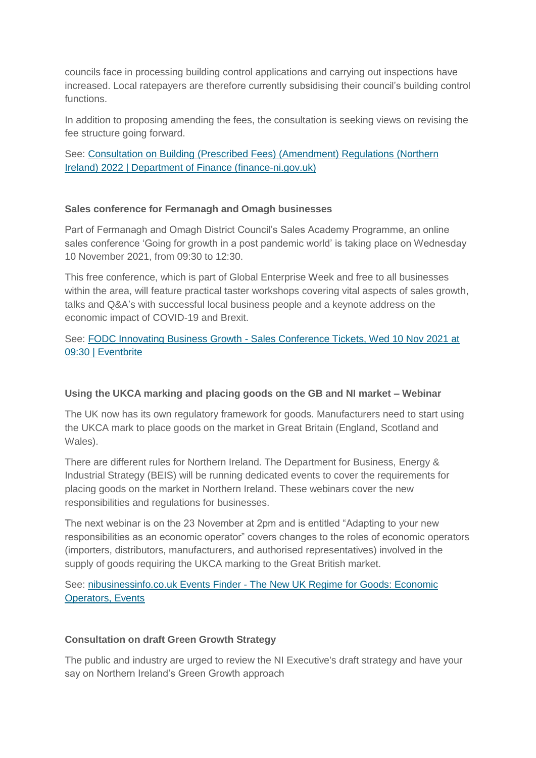councils face in processing building control applications and carrying out inspections have increased. Local ratepayers are therefore currently subsidising their council's building control functions.

In addition to proposing amending the fees, the consultation is seeking views on revising the fee structure going forward.

See: [Consultation on Building (Prescribed Fees) (Amendment) Regulations (Northern Ireland) 2022 | Department of Finance (finance-ni.gov.uk)]()

**Sales conference for Fermanagh and Omagh businesses**

Part of Fermanagh and Omagh District Council's Sales Academy Programme, an online sales conference 'Going for growth in a post pandemic world' is taking place on Wednesday 10 November 2021, from 09:30 to 12:30.

This free conference, which is part of Global Enterprise Week and free to all businesses within the area, will feature practical taster workshops covering vital aspects of sales growth, talks and Q&A's with successful local business people and a keynote address on the economic impact of COVID-19 and Brexit.

See: [FODC Innovating Business Growth - Sales Conference Tickets, Wed 10 Nov 2021 at 09:30 | Eventbrite]()

**Using the UKCA marking and placing goods on the GB and NI market – Webinar**

The UK now has its own regulatory framework for goods. Manufacturers need to start using the UKCA mark to place goods on the market in Great Britain (England, Scotland and Wales).

There are different rules for Northern Ireland. The Department for Business, Energy & Industrial Strategy (BEIS) will be running dedicated events to cover the requirements for placing goods on the market in Northern Ireland. These webinars cover the new responsibilities and regulations for businesses.

The next webinar is on the 23 November at 2pm and is entitled "Adapting to your new responsibilities as an economic operator" covers changes to the roles of economic operators (importers, distributors, manufacturers, and authorised representatives) involved in the supply of goods requiring the UKCA marking to the Great British market.

See: [nibusinessinfo.co.uk Events Finder - The New UK Regime for Goods: Economic Operators, Events]()

**Consultation on draft Green Growth Strategy**

The public and industry are urged to review the NI Executive's draft strategy and have your say on Northern Ireland's Green Growth approach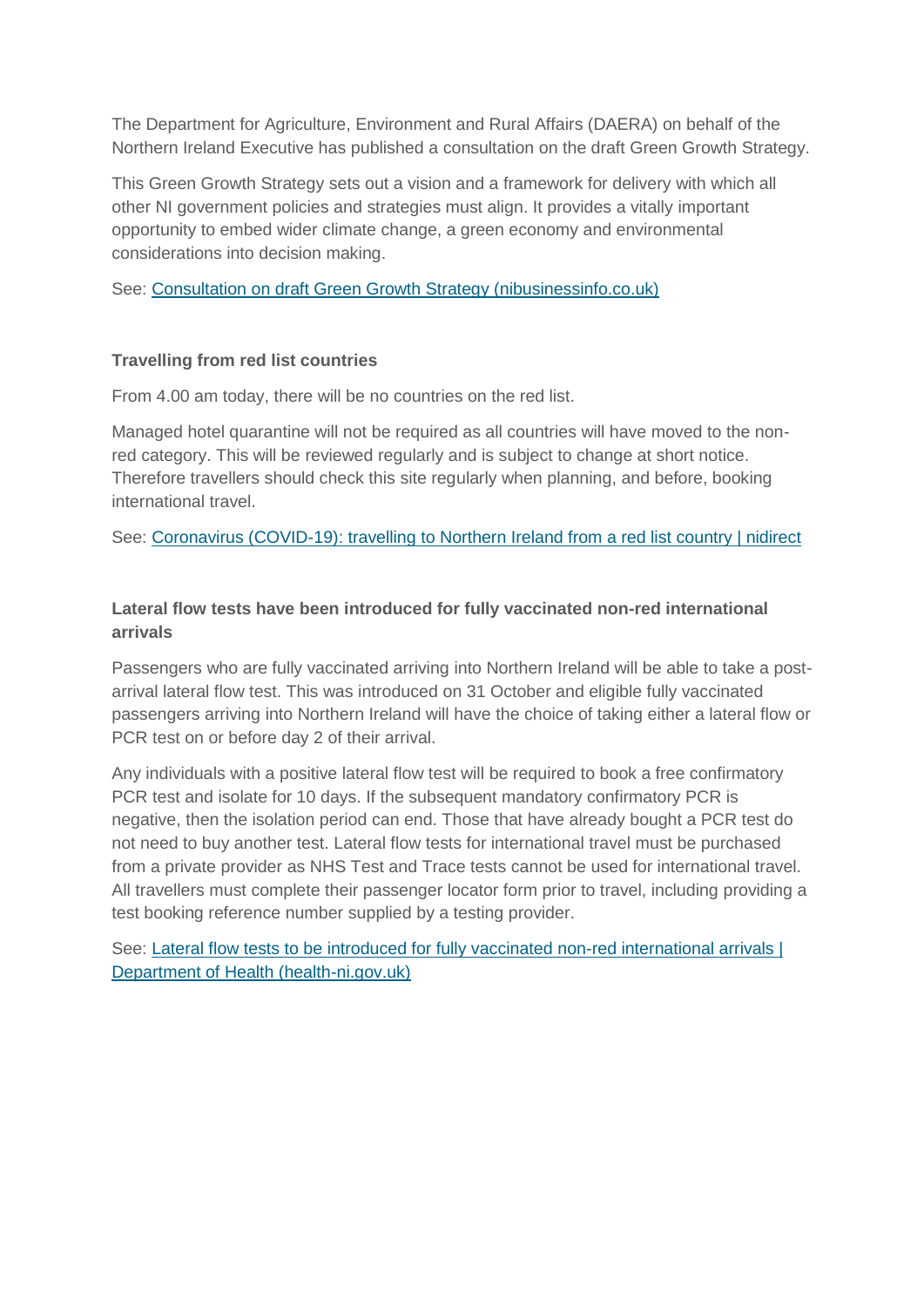The Department for Agriculture, Environment and Rural Affairs (DAERA) on behalf of the Northern Ireland Executive has published a consultation on the draft Green Growth Strategy.

This Green Growth Strategy sets out a vision and a framework for delivery with which all other NI government policies and strategies must align. It provides a vitally important opportunity to embed wider climate change, a green economy and environmental considerations into decision making.

See: [Consultation on draft Green Growth Strategy (nibusinessinfo.co.uk)]

**Travelling from red list countries**

From 4.00 am today, there will be no countries on the red list.

Managed hotel quarantine will not be required as all countries will have moved to the non-red category. This will be reviewed regularly and is subject to change at short notice. Therefore travellers should check this site regularly when planning, and before, booking international travel.

See: [Coronavirus (COVID-19): travelling to Northern Ireland from a red list country | nidirect]

**Lateral flow tests have been introduced for fully vaccinated non-red international arrivals**

Passengers who are fully vaccinated arriving into Northern Ireland will be able to take a post-arrival lateral flow test. This was introduced on 31 October and eligible fully vaccinated passengers arriving into Northern Ireland will have the choice of taking either a lateral flow or PCR test on or before day 2 of their arrival.

Any individuals with a positive lateral flow test will be required to book a free confirmatory PCR test and isolate for 10 days. If the subsequent mandatory confirmatory PCR is negative, then the isolation period can end. Those that have already bought a PCR test do not need to buy another test. Lateral flow tests for international travel must be purchased from a private provider as NHS Test and Trace tests cannot be used for international travel. All travellers must complete their passenger locator form prior to travel, including providing a test booking reference number supplied by a testing provider.

See: [Lateral flow tests to be introduced for fully vaccinated non-red international arrivals | Department of Health (health-ni.gov.uk)]